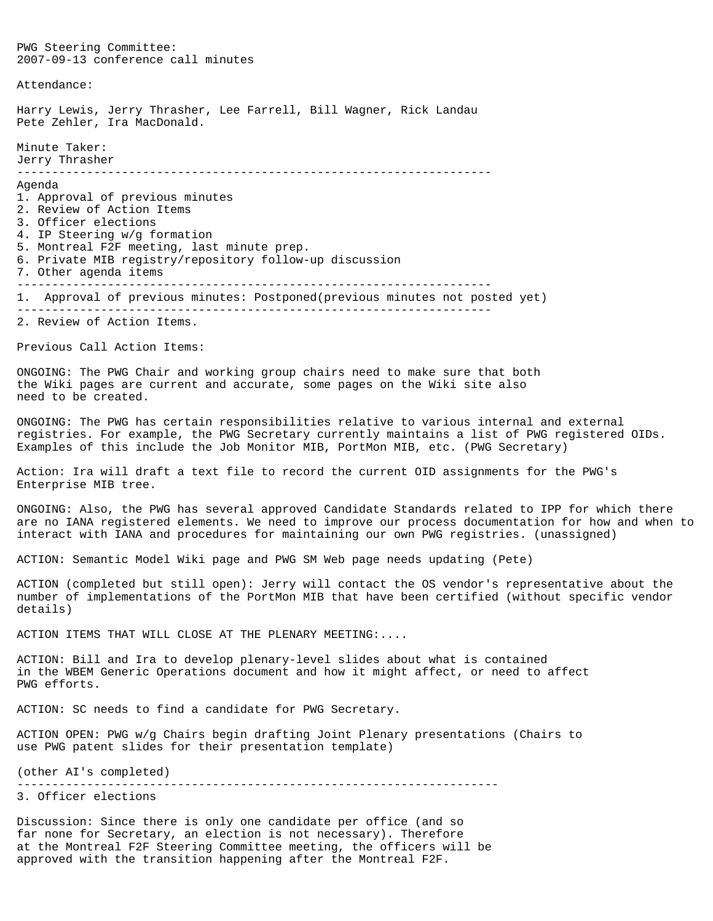PWG Steering Committee:
2007-09-13 conference call minutes

Attendance:

Harry Lewis, Jerry Thrasher, Lee Farrell, Bill Wagner, Rick Landau
Pete Zehler, Ira MacDonald.

Minute Taker:
Jerry Thrasher

---

Agenda
1. Approval of previous minutes
2. Review of Action Items
3. Officer elections
4. IP Steering w/g formation
5. Montreal F2F meeting, last minute prep.
6. Private MIB registry/repository follow-up discussion
7. Other agenda items

---

1. Approval of previous minutes: Postponed(previous minutes not posted yet)

---

2. Review of Action Items.

Previous Call Action Items:

ONGOING: The PWG Chair and working group chairs need to make sure that both the Wiki pages are current and accurate, some pages on the Wiki site also need to be created.

ONGOING: The PWG has certain responsibilities relative to various internal and external registries. For example, the PWG Secretary currently maintains a list of PWG registered OIDs. Examples of this include the Job Monitor MIB, PortMon MIB, etc. (PWG Secretary)

Action: Ira will draft a text file to record the current OID assignments for the PWG's Enterprise MIB tree.

ONGOING: Also, the PWG has several approved Candidate Standards related to IPP for which there are no IANA registered elements. We need to improve our process documentation for how and when to interact with IANA and procedures for maintaining our own PWG registries. (unassigned)

ACTION: Semantic Model Wiki page and PWG SM Web page needs updating (Pete)

ACTION (completed but still open): Jerry will contact the OS vendor's representative about the number of implementations of the PortMon MIB that have been certified (without specific vendor details)

ACTION ITEMS THAT WILL CLOSE AT THE PLENARY MEETING:....

ACTION: Bill and Ira to develop plenary-level slides about what is contained in the WBEM Generic Operations document and how it might affect, or need to affect PWG efforts.

ACTION: SC needs to find a candidate for PWG Secretary.

ACTION OPEN: PWG w/g Chairs begin drafting Joint Plenary presentations (Chairs to use PWG patent slides for their presentation template)

(other AI's completed)

---

3. Officer elections

Discussion: Since there is only one candidate per office (and so far none for Secretary, an election is not necessary). Therefore at the Montreal F2F Steering Committee meeting, the officers will be approved with the transition happening after the Montreal F2F.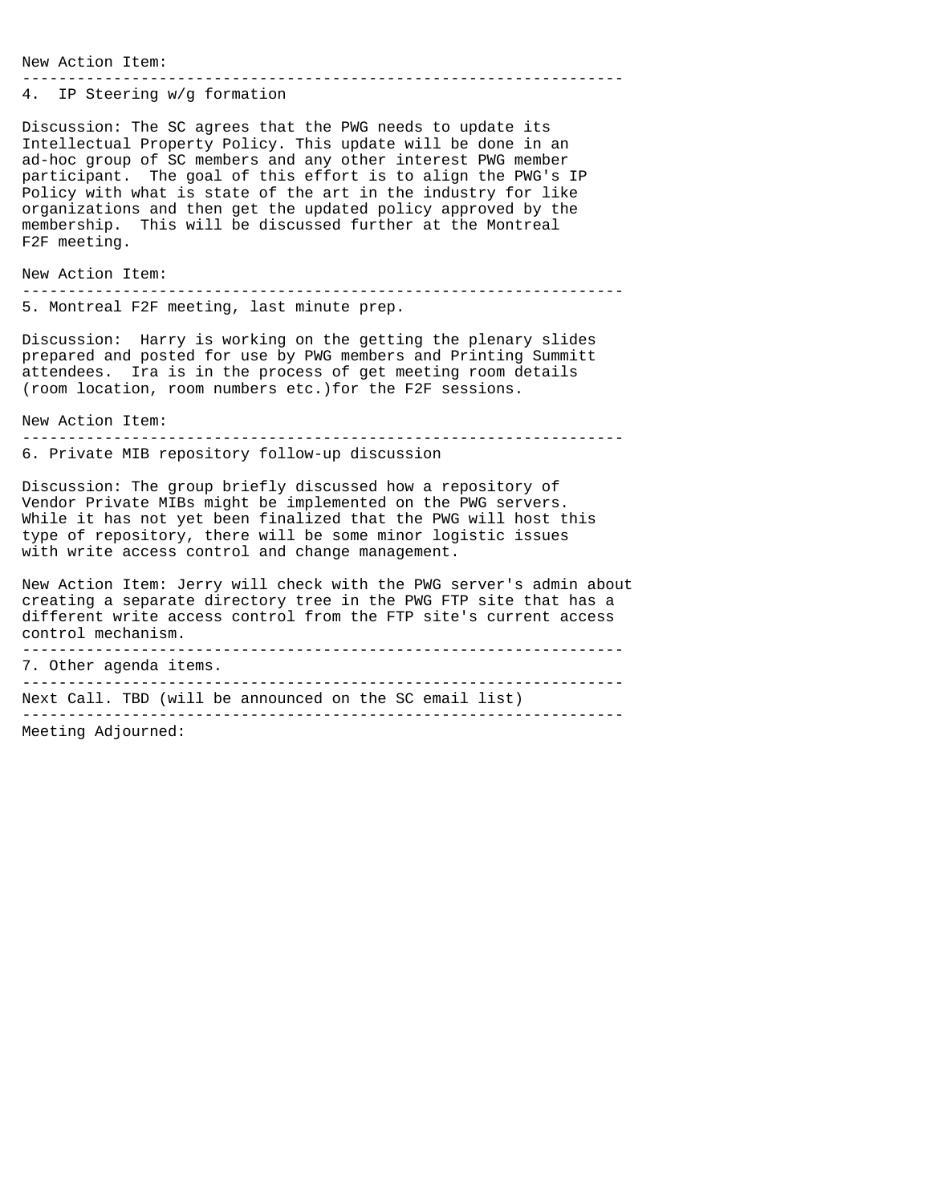New Action Item:

---

4. IP Steering w/g formation

Discussion: The SC agrees that the PWG needs to update its Intellectual Property Policy. This update will be done in an ad-hoc group of SC members and any other interest PWG member participant. The goal of this effort is to align the PWG's IP Policy with what is state of the art in the industry for like organizations and then get the updated policy approved by the membership. This will be discussed further at the Montreal F2F meeting.

New Action Item:

---

5. Montreal F2F meeting, last minute prep.

Discussion: Harry is working on the getting the plenary slides prepared and posted for use by PWG members and Printing Summitt attendees. Ira is in the process of get meeting room details (room location, room numbers etc.)for the F2F sessions.

New Action Item:

---

6. Private MIB repository follow-up discussion

Discussion: The group briefly discussed how a repository of Vendor Private MIBs might be implemented on the PWG servers. While it has not yet been finalized that the PWG will host this type of repository, there will be some minor logistic issues with write access control and change management.

New Action Item: Jerry will check with the PWG server's admin about creating a separate directory tree in the PWG FTP site that has a different write access control from the FTP site's current access control mechanism.

---

7. Other agenda items.

---

Next Call. TBD (will be announced on the SC email list)

---

Meeting Adjourned: